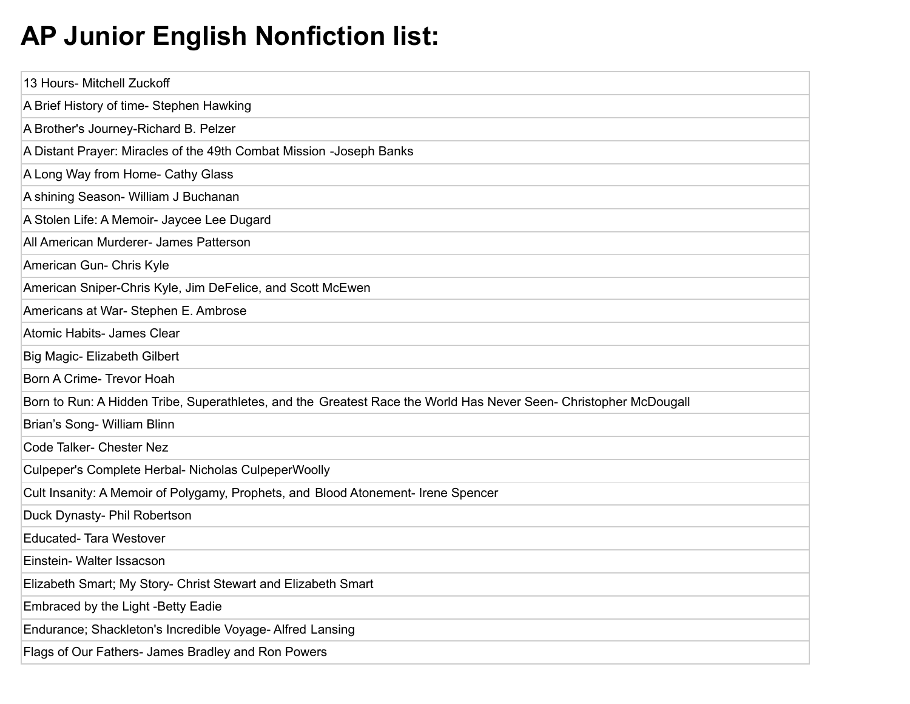# AP Junior English Nonfiction list:

| 13 Hours- Mitchell Zuckoff |
|---|
| A Brief History of time- Stephen Hawking |
| A Brother's Journey-Richard B. Pelzer |
| A Distant Prayer: Miracles of the 49th Combat Mission -Joseph Banks |
| A Long Way from Home- Cathy Glass |
| A shining Season- William J Buchanan |
| A Stolen Life: A Memoir- Jaycee Lee Dugard |
| All American Murderer- James Patterson |
| American Gun- Chris Kyle |
| American Sniper-Chris Kyle, Jim DeFelice, and Scott McEwen |
| Americans at War- Stephen E. Ambrose |
| Atomic Habits- James Clear |
| Big Magic- Elizabeth Gilbert |
| Born A Crime- Trevor Hoah |
| Born to Run: A Hidden Tribe, Superathletes, and the Greatest Race the World Has Never Seen- Christopher McDougall |
| Brian's Song- William Blinn |
| Code Talker- Chester Nez |
| Culpeper's Complete Herbal- Nicholas CulpeperWoolly |
| Cult Insanity: A Memoir of Polygamy, Prophets, and Blood Atonement- Irene Spencer |
| Duck Dynasty- Phil Robertson |
| Educated- Tara Westover |
| Einstein- Walter Issacson |
| Elizabeth Smart; My Story- Christ Stewart and Elizabeth Smart |
| Embraced by the Light -Betty Eadie |
| Endurance; Shackleton's Incredible Voyage- Alfred Lansing |
| Flags of Our Fathers- James Bradley and Ron Powers |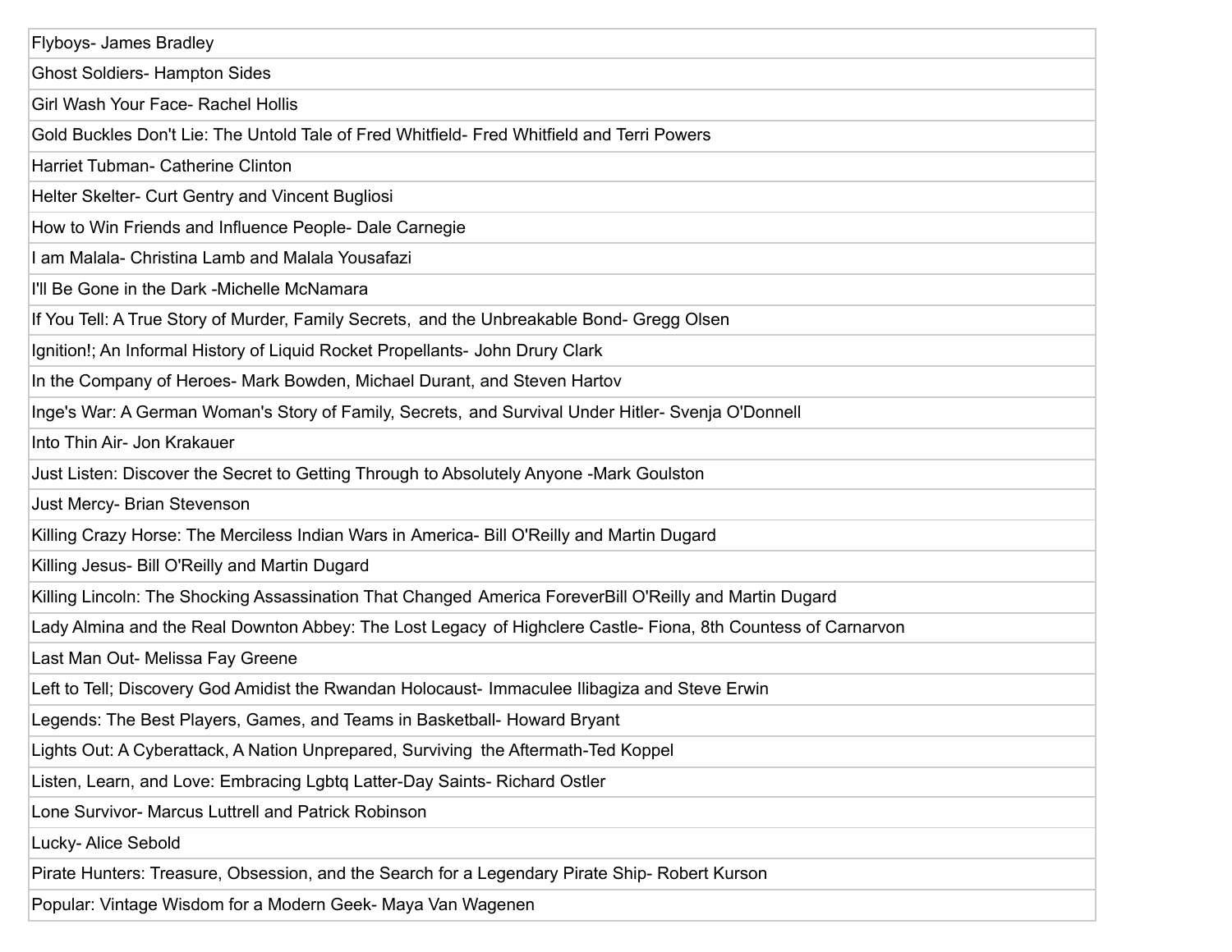| Flyboys- James Bradley |
|---|
| Ghost Soldiers- Hampton Sides |
| Girl Wash Your Face- Rachel Hollis |
| Gold Buckles Don't Lie: The Untold Tale of Fred Whitfield- Fred Whitfield and Terri Powers |
| Harriet Tubman- Catherine Clinton |
| Helter Skelter- Curt Gentry and Vincent Bugliosi |
| How to Win Friends and Influence People- Dale Carnegie |
| I am Malala- Christina Lamb and Malala Yousafazi |
| I'll Be Gone in the Dark -Michelle McNamara |
| If You Tell: A True Story of Murder, Family Secrets, and the Unbreakable Bond- Gregg Olsen |
| Ignition!; An Informal History of Liquid Rocket Propellants- John Drury Clark |
| In the Company of Heroes- Mark Bowden, Michael Durant, and Steven Hartov |
| Inge's War: A German Woman's Story of Family, Secrets, and Survival Under Hitler- Svenja O'Donnell |
| Into Thin Air- Jon Krakauer |
| Just Listen: Discover the Secret to Getting Through to Absolutely Anyone -Mark Goulston |
| Just Mercy- Brian Stevenson |
| Killing Crazy Horse: The Merciless Indian Wars in America- Bill O'Reilly and Martin Dugard |
| Killing Jesus- Bill O'Reilly and Martin Dugard |
| Killing Lincoln: The Shocking Assassination That Changed America ForeverBill O'Reilly and Martin Dugard |
| Lady Almina and the Real Downton Abbey: The Lost Legacy of Highclere Castle- Fiona, 8th Countess of Carnarvon |
| Last Man Out- Melissa Fay Greene |
| Left to Tell; Discovery God Amidist the Rwandan Holocaust- Immaculee Ilibagiza and Steve Erwin |
| Legends: The Best Players, Games, and Teams in Basketball- Howard Bryant |
| Lights Out: A Cyberattack, A Nation Unprepared, Surviving the Aftermath-Ted Koppel |
| Listen, Learn, and Love: Embracing Lgbtq Latter-Day Saints- Richard Ostler |
| Lone Survivor- Marcus Luttrell and Patrick Robinson |
| Lucky- Alice Sebold |
| Pirate Hunters: Treasure, Obsession, and the Search for a Legendary Pirate Ship- Robert Kurson |
| Popular: Vintage Wisdom for a Modern Geek- Maya Van Wagenen |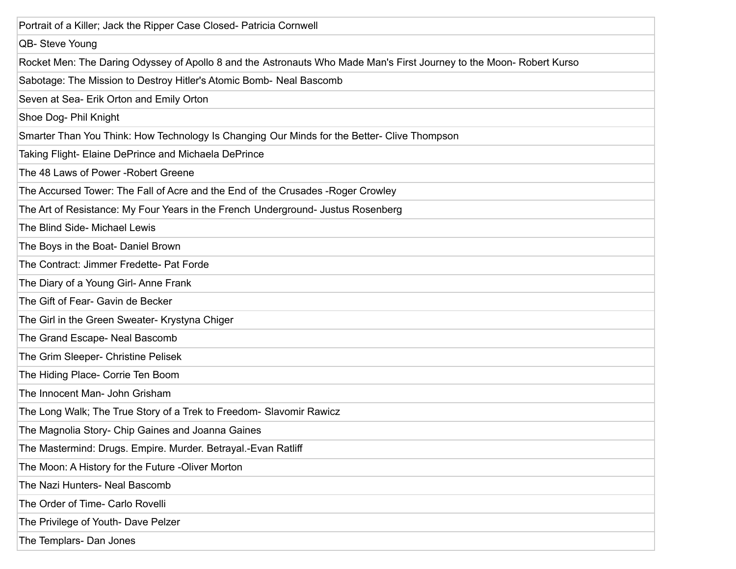| |
|---|
| Portrait of a Killer; Jack the Ripper Case Closed- Patricia Cornwell |
| QB- Steve Young |
| Rocket Men: The Daring Odyssey of Apollo 8 and the Astronauts Who Made Man's First Journey to the Moon- Robert Kurso |
| Sabotage: The Mission to Destroy Hitler's Atomic Bomb- Neal Bascomb |
| Seven at Sea- Erik Orton and Emily Orton |
| Shoe Dog- Phil Knight |
| Smarter Than You Think: How Technology Is Changing Our Minds for the Better- Clive Thompson |
| Taking Flight- Elaine DePrince and Michaela DePrince |
| The 48 Laws of Power -Robert Greene |
| The Accursed Tower: The Fall of Acre and the End of the Crusades -Roger Crowley |
| The Art of Resistance: My Four Years in the French Underground- Justus Rosenberg |
| The Blind Side- Michael Lewis |
| The Boys in the Boat- Daniel Brown |
| The Contract: Jimmer Fredette- Pat Forde |
| The Diary of a Young Girl- Anne Frank |
| The Gift of Fear- Gavin de Becker |
| The Girl in the Green Sweater- Krystyna Chiger |
| The Grand Escape- Neal Bascomb |
| The Grim Sleeper- Christine Pelisek |
| The Hiding Place- Corrie Ten Boom |
| The Innocent Man- John Grisham |
| The Long Walk; The True Story of a Trek to Freedom- Slavomir Rawicz |
| The Magnolia Story- Chip Gaines and Joanna Gaines |
| The Mastermind: Drugs. Empire. Murder. Betrayal.-Evan Ratliff |
| The Moon: A History for the Future -Oliver Morton |
| The Nazi Hunters- Neal Bascomb |
| The Order of Time- Carlo Rovelli |
| The Privilege of Youth- Dave Pelzer |
| The Templars- Dan Jones |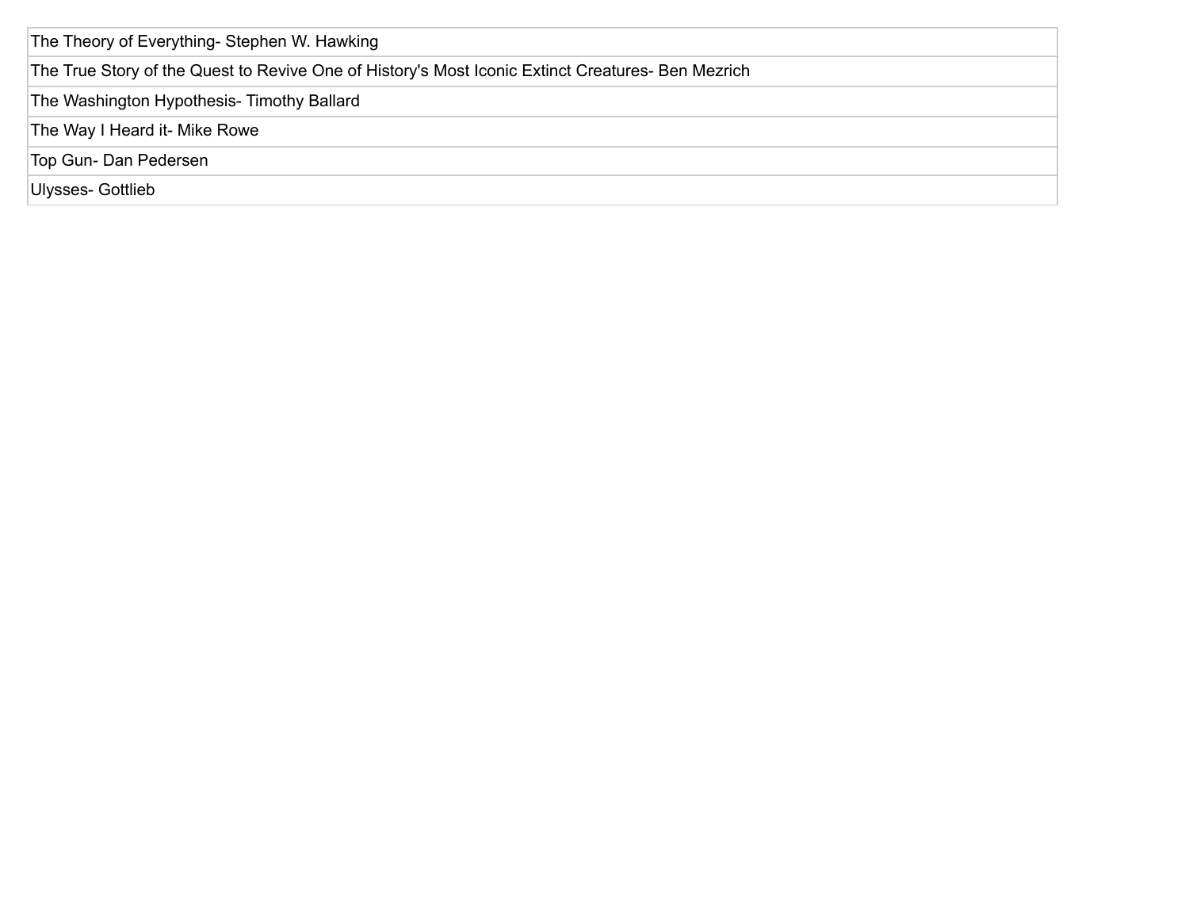| |
|---|
| The Theory of Everything- Stephen W. Hawking |
| The True Story of the Quest to Revive One of History's Most Iconic Extinct Creatures- Ben Mezrich |
| The Washington Hypothesis- Timothy Ballard |
| The Way I Heard it- Mike Rowe |
| Top Gun- Dan Pedersen |
| Ulysses- Gottlieb |